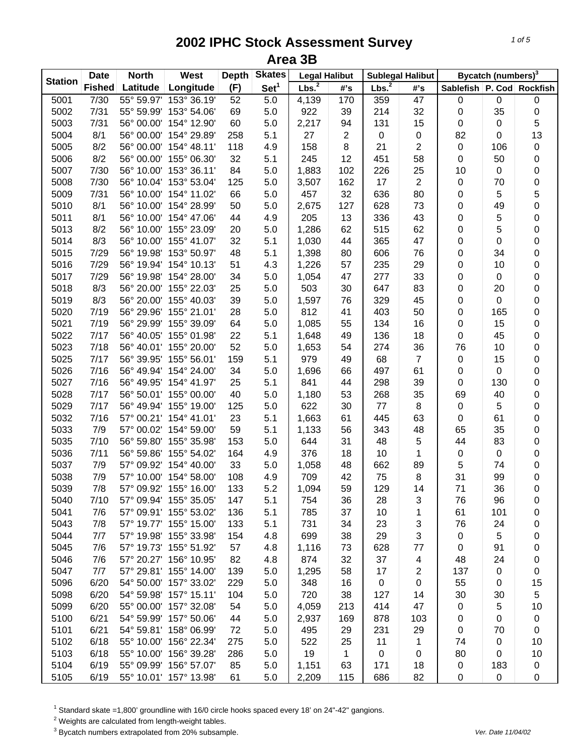# 2002 IPHC Stock Assessment Survey

## Area 3B

| Station | Date | North | West | Depth | Skates | Legal Halibut | | Sublegal Halibut | | Bycatch (numbers)[3] | | |
|---|---|---|---|---|---|---|---|---|---|---|---|---|
| | Fished | Latitude | Longitude | (F) | Set[1] | Lbs.[2] | #'s | Lbs.[2] | #'s | Sablefish | P. Cod | Rockfish |
| 5001 | 7/30 | 55° 59.97' | 153° 36.19' | 52 | 5.0 | 4,139 | 170 | 359 | 47 | 0 | 0 | 0 |
| 5002 | 7/31 | 55° 59.99' | 153° 54.06' | 69 | 5.0 | 922 | 39 | 214 | 32 | 0 | 35 | 0 |
| 5003 | 7/31 | 56° 00.00' | 154° 12.90' | 60 | 5.0 | 2,217 | 94 | 131 | 15 | 0 | 0 | 5 |
| 5004 | 8/1 | 56° 00.00' | 154° 29.89' | 258 | 5.1 | 27 | 2 | 0 | 0 | 82 | 0 | 13 |
| 5005 | 8/2 | 56° 00.00' | 154° 48.11' | 118 | 4.9 | 158 | 8 | 21 | 2 | 0 | 106 | 0 |
| 5006 | 8/2 | 56° 00.00' | 155° 06.30' | 32 | 5.1 | 245 | 12 | 451 | 58 | 0 | 50 | 0 |
| 5007 | 7/30 | 56° 10.00' | 153° 36.11' | 84 | 5.0 | 1,883 | 102 | 226 | 25 | 10 | 0 | 0 |
| 5008 | 7/30 | 56° 10.04' | 153° 53.04' | 125 | 5.0 | 3,507 | 162 | 17 | 2 | 0 | 70 | 0 |
| 5009 | 7/31 | 56° 10.00' | 154° 11.02' | 66 | 5.0 | 457 | 32 | 636 | 80 | 0 | 5 | 5 |
| 5010 | 8/1 | 56° 10.00' | 154° 28.99' | 50 | 5.0 | 2,675 | 127 | 628 | 73 | 0 | 49 | 0 |
| 5011 | 8/1 | 56° 10.00' | 154° 47.06' | 44 | 4.9 | 205 | 13 | 336 | 43 | 0 | 5 | 0 |
| 5013 | 8/2 | 56° 10.00' | 155° 23.09' | 20 | 5.0 | 1,286 | 62 | 515 | 62 | 0 | 5 | 0 |
| 5014 | 8/3 | 56° 10.00' | 155° 41.07' | 32 | 5.1 | 1,030 | 44 | 365 | 47 | 0 | 0 | 0 |
| 5015 | 7/29 | 56° 19.98' | 153° 50.97' | 48 | 5.1 | 1,398 | 80 | 606 | 76 | 0 | 34 | 0 |
| 5016 | 7/29 | 56° 19.94' | 154° 10.13' | 51 | 4.3 | 1,226 | 57 | 235 | 29 | 0 | 10 | 0 |
| 5017 | 7/29 | 56° 19.98' | 154° 28.00' | 34 | 5.0 | 1,054 | 47 | 277 | 33 | 0 | 0 | 0 |
| 5018 | 8/3 | 56° 20.00' | 155° 22.03' | 25 | 5.0 | 503 | 30 | 647 | 83 | 0 | 20 | 0 |
| 5019 | 8/3 | 56° 20.00' | 155° 40.03' | 39 | 5.0 | 1,597 | 76 | 329 | 45 | 0 | 0 | 0 |
| 5020 | 7/19 | 56° 29.96' | 155° 21.01' | 28 | 5.0 | 812 | 41 | 403 | 50 | 0 | 165 | 0 |
| 5021 | 7/19 | 56° 29.99' | 155° 39.09' | 64 | 5.0 | 1,085 | 55 | 134 | 16 | 0 | 15 | 0 |
| 5022 | 7/17 | 56° 40.05' | 155° 01.98' | 22 | 5.1 | 1,648 | 49 | 136 | 18 | 0 | 45 | 0 |
| 5023 | 7/18 | 56° 40.01' | 155° 20.00' | 52 | 5.0 | 1,653 | 54 | 274 | 36 | 76 | 10 | 0 |
| 5025 | 7/17 | 56° 39.95' | 155° 56.01' | 159 | 5.1 | 979 | 49 | 68 | 7 | 0 | 15 | 0 |
| 5026 | 7/16 | 56° 49.94' | 154° 24.00' | 34 | 5.0 | 1,696 | 66 | 497 | 61 | 0 | 0 | 0 |
| 5027 | 7/16 | 56° 49.95' | 154° 41.97' | 25 | 5.1 | 841 | 44 | 298 | 39 | 0 | 130 | 0 |
| 5028 | 7/17 | 56° 50.01' | 155° 00.00' | 40 | 5.0 | 1,180 | 53 | 268 | 35 | 69 | 40 | 0 |
| 5029 | 7/17 | 56° 49.94' | 155° 19.00' | 125 | 5.0 | 622 | 30 | 77 | 8 | 0 | 5 | 0 |
| 5032 | 7/16 | 57° 00.21' | 154° 41.01' | 23 | 5.1 | 1,663 | 61 | 445 | 63 | 0 | 61 | 0 |
| 5033 | 7/9 | 57° 00.02' | 154° 59.00' | 59 | 5.1 | 1,133 | 56 | 343 | 48 | 65 | 35 | 0 |
| 5035 | 7/10 | 56° 59.80' | 155° 35.98' | 153 | 5.0 | 644 | 31 | 48 | 5 | 44 | 83 | 0 |
| 5036 | 7/11 | 56° 59.86' | 155° 54.02' | 164 | 4.9 | 376 | 18 | 10 | 1 | 0 | 0 | 0 |
| 5037 | 7/9 | 57° 09.92' | 154° 40.00' | 33 | 5.0 | 1,058 | 48 | 662 | 89 | 5 | 74 | 0 |
| 5038 | 7/9 | 57° 10.00' | 154° 58.00' | 108 | 4.9 | 709 | 42 | 75 | 8 | 31 | 99 | 0 |
| 5039 | 7/8 | 57° 09.92' | 155° 16.00' | 133 | 5.2 | 1,094 | 59 | 129 | 14 | 71 | 36 | 0 |
| 5040 | 7/10 | 57° 09.94' | 155° 35.05' | 147 | 5.1 | 754 | 36 | 28 | 3 | 76 | 96 | 0 |
| 5041 | 7/6 | 57° 09.91' | 155° 53.02' | 136 | 5.1 | 785 | 37 | 10 | 1 | 61 | 101 | 0 |
| 5043 | 7/8 | 57° 19.77' | 155° 15.00' | 133 | 5.1 | 731 | 34 | 23 | 3 | 76 | 24 | 0 |
| 5044 | 7/7 | 57° 19.98' | 155° 33.98' | 154 | 4.8 | 699 | 38 | 29 | 3 | 0 | 5 | 0 |
| 5045 | 7/6 | 57° 19.73' | 155° 51.92' | 57 | 4.8 | 1,116 | 73 | 628 | 77 | 0 | 91 | 0 |
| 5046 | 7/6 | 57° 20.27' | 156° 10.95' | 82 | 4.8 | 874 | 32 | 37 | 4 | 48 | 24 | 0 |
| 5047 | 7/7 | 57° 29.81' | 155° 14.00' | 139 | 5.0 | 1,295 | 58 | 17 | 2 | 137 | 0 | 0 |
| 5096 | 6/20 | 54° 50.00' | 157° 33.02' | 229 | 5.0 | 348 | 16 | 0 | 0 | 55 | 0 | 15 |
| 5098 | 6/20 | 54° 59.98' | 157° 15.11' | 104 | 5.0 | 720 | 38 | 127 | 14 | 30 | 30 | 5 |
| 5099 | 6/20 | 55° 00.00' | 157° 32.08' | 54 | 5.0 | 4,059 | 213 | 414 | 47 | 0 | 5 | 10 |
| 5100 | 6/21 | 54° 59.99' | 157° 50.06' | 44 | 5.0 | 2,937 | 169 | 878 | 103 | 0 | 0 | 0 |
| 5101 | 6/21 | 54° 59.81' | 158° 06.99' | 72 | 5.0 | 495 | 29 | 231 | 29 | 0 | 70 | 0 |
| 5102 | 6/18 | 55° 10.00' | 156° 22.34' | 275 | 5.0 | 522 | 25 | 11 | 1 | 74 | 0 | 10 |
| 5103 | 6/18 | 55° 10.00' | 156° 39.28' | 286 | 5.0 | 19 | 1 | 0 | 0 | 80 | 0 | 10 |
| 5104 | 6/19 | 55° 09.99' | 156° 57.07' | 85 | 5.0 | 1,151 | 63 | 171 | 18 | 0 | 183 | 0 |
| 5105 | 6/19 | 55° 10.01' | 157° 13.98' | 61 | 5.0 | 2,209 | 115 | 686 | 82 | 0 | 0 | 0 |

[1] Standard skate =1,800' groundline with 16/0 circle hooks spaced every 18' on 24"-42" gangions.

[2] Weights are calculated from length-weight tables.

[3] Bycatch numbers extrapolated from 20% subsample.

*Ver. Date 11/04/02*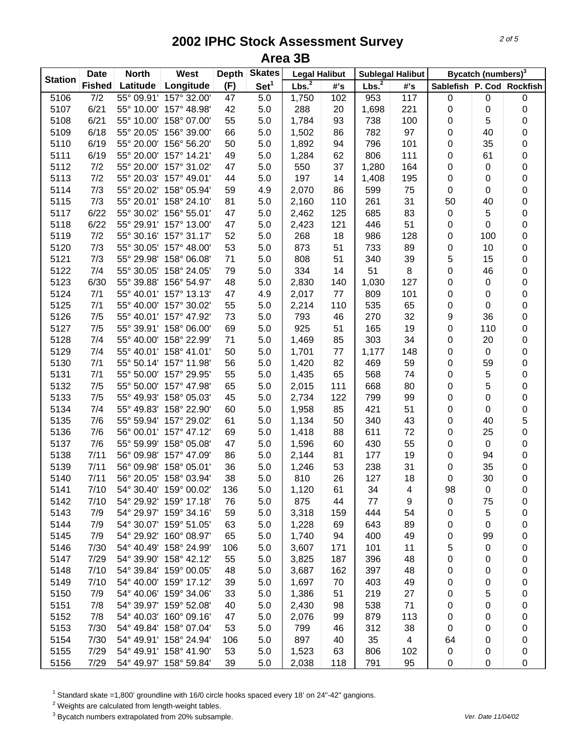# 2002 IPHC Stock Assessment Survey

## Area 3B

| Station | Date | North | West | Depth | Skates | Legal Halibut | | Sublegal Halibut | | Bycatch (numbers)[3] | | |
|---|---|---|---|---|---|---|---|---|---|---|---|---|
| | Fished | Latitude | Longitude | (F) | Set[1] | Lbs.[2] | #'s | Lbs.[2] | #'s | Sablefish | P. Cod | Rockfish |
| 5106 | 7/2 | 55° 09.91' | 157° 32.00' | 47 | 5.0 | 1,750 | 102 | 953 | 117 | 0 | 0 | 0 |
| 5107 | 6/21 | 55° 10.00' | 157° 48.98' | 42 | 5.0 | 288 | 20 | 1,698 | 221 | 0 | 0 | 0 |
| 5108 | 6/21 | 55° 10.00' | 158° 07.00' | 55 | 5.0 | 1,784 | 93 | 738 | 100 | 0 | 5 | 0 |
| 5109 | 6/18 | 55° 20.05' | 156° 39.00' | 66 | 5.0 | 1,502 | 86 | 782 | 97 | 0 | 40 | 0 |
| 5110 | 6/19 | 55° 20.00' | 156° 56.20' | 50 | 5.0 | 1,892 | 94 | 796 | 101 | 0 | 35 | 0 |
| 5111 | 6/19 | 55° 20.00' | 157° 14.21' | 49 | 5.0 | 1,284 | 62 | 806 | 111 | 0 | 61 | 0 |
| 5112 | 7/2 | 55° 20.00' | 157° 31.02' | 47 | 5.0 | 550 | 37 | 1,280 | 164 | 0 | 0 | 0 |
| 5113 | 7/2 | 55° 20.03' | 157° 49.01' | 44 | 5.0 | 197 | 14 | 1,408 | 195 | 0 | 0 | 0 |
| 5114 | 7/3 | 55° 20.02' | 158° 05.94' | 59 | 4.9 | 2,070 | 86 | 599 | 75 | 0 | 0 | 0 |
| 5115 | 7/3 | 55° 20.01' | 158° 24.10' | 81 | 5.0 | 2,160 | 110 | 261 | 31 | 50 | 40 | 0 |
| 5117 | 6/22 | 55° 30.02' | 156° 55.01' | 47 | 5.0 | 2,462 | 125 | 685 | 83 | 0 | 5 | 0 |
| 5118 | 6/22 | 55° 29.91' | 157° 13.00' | 47 | 5.0 | 2,423 | 121 | 446 | 51 | 0 | 0 | 0 |
| 5119 | 7/2 | 55° 30.16' | 157° 31.17' | 52 | 5.0 | 268 | 18 | 986 | 128 | 0 | 100 | 0 |
| 5120 | 7/3 | 55° 30.05' | 157° 48.00' | 53 | 5.0 | 873 | 51 | 733 | 89 | 0 | 10 | 0 |
| 5121 | 7/3 | 55° 29.98' | 158° 06.08' | 71 | 5.0 | 808 | 51 | 340 | 39 | 5 | 15 | 0 |
| 5122 | 7/4 | 55° 30.05' | 158° 24.05' | 79 | 5.0 | 334 | 14 | 51 | 8 | 0 | 46 | 0 |
| 5123 | 6/30 | 55° 39.88' | 156° 54.97' | 48 | 5.0 | 2,830 | 140 | 1,030 | 127 | 0 | 0 | 0 |
| 5124 | 7/1 | 55° 40.01' | 157° 13.13' | 47 | 4.9 | 2,017 | 77 | 809 | 101 | 0 | 0 | 0 |
| 5125 | 7/1 | 55° 40.00' | 157° 30.02' | 55 | 5.0 | 2,214 | 110 | 535 | 65 | 0 | 0 | 0 |
| 5126 | 7/5 | 55° 40.01' | 157° 47.92' | 73 | 5.0 | 793 | 46 | 270 | 32 | 9 | 36 | 0 |
| 5127 | 7/5 | 55° 39.91' | 158° 06.00' | 69 | 5.0 | 925 | 51 | 165 | 19 | 0 | 110 | 0 |
| 5128 | 7/4 | 55° 40.00' | 158° 22.99' | 71 | 5.0 | 1,469 | 85 | 303 | 34 | 0 | 20 | 0 |
| 5129 | 7/4 | 55° 40.01' | 158° 41.01' | 50 | 5.0 | 1,701 | 77 | 1,177 | 148 | 0 | 0 | 0 |
| 5130 | 7/1 | 55° 50.14' | 157° 11.98' | 56 | 5.0 | 1,420 | 82 | 469 | 59 | 0 | 59 | 0 |
| 5131 | 7/1 | 55° 50.00' | 157° 29.95' | 55 | 5.0 | 1,435 | 65 | 568 | 74 | 0 | 5 | 0 |
| 5132 | 7/5 | 55° 50.00' | 157° 47.98' | 65 | 5.0 | 2,015 | 111 | 668 | 80 | 0 | 5 | 0 |
| 5133 | 7/5 | 55° 49.93' | 158° 05.03' | 45 | 5.0 | 2,734 | 122 | 799 | 99 | 0 | 0 | 0 |
| 5134 | 7/4 | 55° 49.83' | 158° 22.90' | 60 | 5.0 | 1,958 | 85 | 421 | 51 | 0 | 0 | 0 |
| 5135 | 7/6 | 55° 59.94' | 157° 29.02' | 61 | 5.0 | 1,134 | 50 | 340 | 43 | 0 | 40 | 5 |
| 5136 | 7/6 | 56° 00.01' | 157° 47.12' | 69 | 5.0 | 1,418 | 88 | 611 | 72 | 0 | 25 | 0 |
| 5137 | 7/6 | 55° 59.99' | 158° 05.08' | 47 | 5.0 | 1,596 | 60 | 430 | 55 | 0 | 0 | 0 |
| 5138 | 7/11 | 56° 09.98' | 157° 47.09' | 86 | 5.0 | 2,144 | 81 | 177 | 19 | 0 | 94 | 0 |
| 5139 | 7/11 | 56° 09.98' | 158° 05.01' | 36 | 5.0 | 1,246 | 53 | 238 | 31 | 0 | 35 | 0 |
| 5140 | 7/11 | 56° 20.05' | 158° 03.94' | 38 | 5.0 | 810 | 26 | 127 | 18 | 0 | 30 | 0 |
| 5141 | 7/10 | 54° 30.40' | 159° 00.02' | 136 | 5.0 | 1,120 | 61 | 34 | 4 | 98 | 0 | 0 |
| 5142 | 7/10 | 54° 29.92' | 159° 17.18' | 76 | 5.0 | 875 | 44 | 77 | 9 | 0 | 75 | 0 |
| 5143 | 7/9 | 54° 29.97' | 159° 34.16' | 59 | 5.0 | 3,318 | 159 | 444 | 54 | 0 | 5 | 0 |
| 5144 | 7/9 | 54° 30.07' | 159° 51.05' | 63 | 5.0 | 1,228 | 69 | 643 | 89 | 0 | 0 | 0 |
| 5145 | 7/9 | 54° 29.92' | 160° 08.97' | 65 | 5.0 | 1,740 | 94 | 400 | 49 | 0 | 99 | 0 |
| 5146 | 7/30 | 54° 40.49' | 158° 24.99' | 106 | 5.0 | 3,607 | 171 | 101 | 11 | 5 | 0 | 0 |
| 5147 | 7/29 | 54° 39.90' | 158° 42.12' | 55 | 5.0 | 3,825 | 187 | 396 | 48 | 0 | 0 | 0 |
| 5148 | 7/10 | 54° 39.84' | 159° 00.05' | 48 | 5.0 | 3,687 | 162 | 397 | 48 | 0 | 0 | 0 |
| 5149 | 7/10 | 54° 40.00' | 159° 17.12' | 39 | 5.0 | 1,697 | 70 | 403 | 49 | 0 | 0 | 0 |
| 5150 | 7/9 | 54° 40.06' | 159° 34.06' | 33 | 5.0 | 1,386 | 51 | 219 | 27 | 0 | 5 | 0 |
| 5151 | 7/8 | 54° 39.97' | 159° 52.08' | 40 | 5.0 | 2,430 | 98 | 538 | 71 | 0 | 0 | 0 |
| 5152 | 7/8 | 54° 40.03' | 160° 09.16' | 47 | 5.0 | 2,076 | 99 | 879 | 113 | 0 | 0 | 0 |
| 5153 | 7/30 | 54° 49.84' | 158° 07.04' | 53 | 5.0 | 799 | 46 | 312 | 38 | 0 | 0 | 0 |
| 5154 | 7/30 | 54° 49.91' | 158° 24.94' | 106 | 5.0 | 897 | 40 | 35 | 4 | 64 | 0 | 0 |
| 5155 | 7/29 | 54° 49.91' | 158° 41.90' | 53 | 5.0 | 1,523 | 63 | 806 | 102 | 0 | 0 | 0 |
| 5156 | 7/29 | 54° 49.97' | 158° 59.84' | 39 | 5.0 | 2,038 | 118 | 791 | 95 | 0 | 0 | 0 |

[1] Standard skate =1,800' groundline with 16/0 circle hooks spaced every 18' on 24"-42" gangions.

[2] Weights are calculated from length-weight tables.

[3] Bycatch numbers extrapolated from 20% subsample.

*Ver. Date 11/04/02*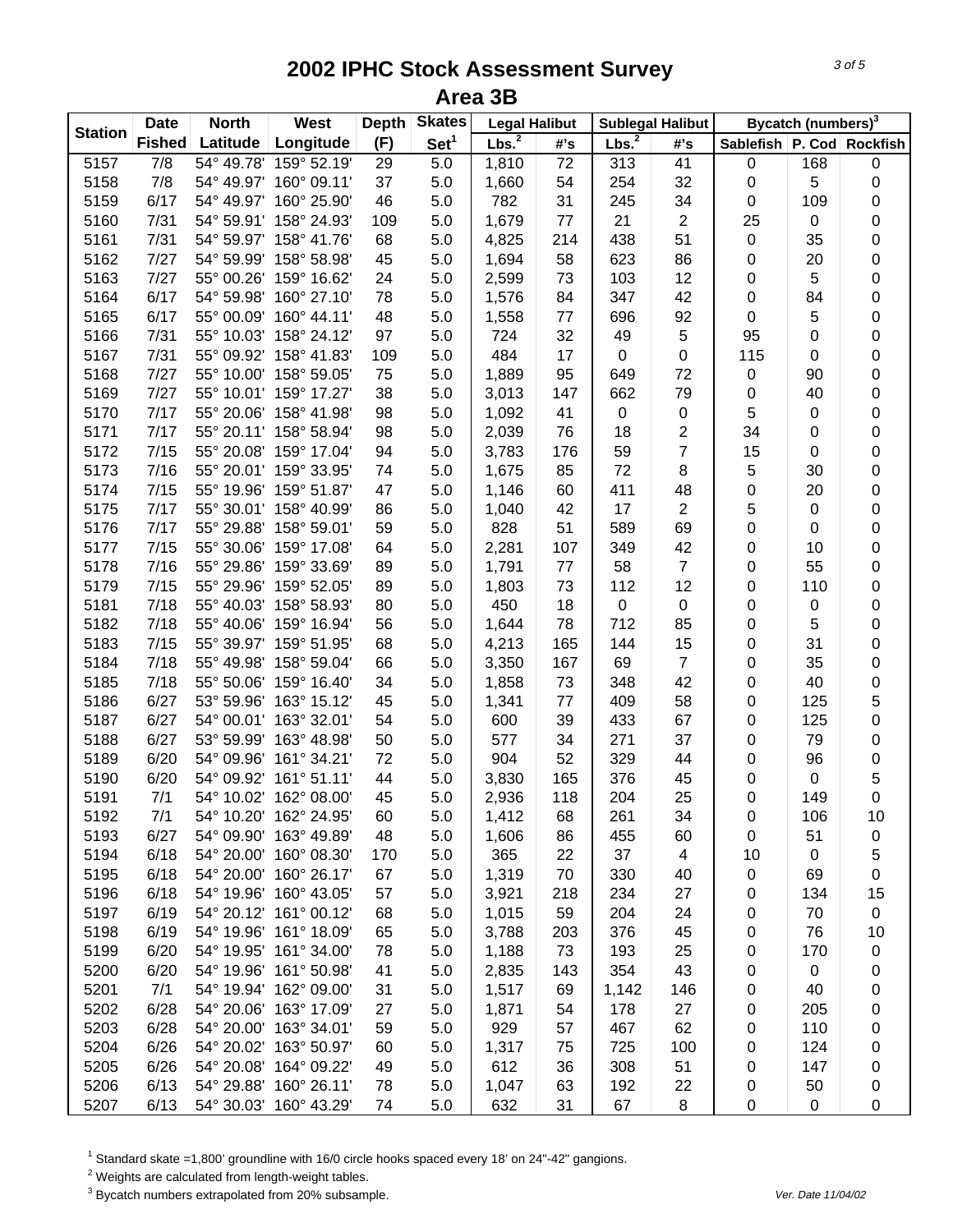# 2002 IPHC Stock Assessment Survey

## Area 3B

| Station | Date Fished | North Latitude | West Longitude | Depth (F) | Skates Set[1] | Legal Halibut Lbs.[2] | Legal Halibut #'s | Sublegal Halibut Lbs.[2] | Sublegal Halibut #'s | Bycatch (numbers)[3] Sablefish | P. Cod | Rockfish |
|---|---|---|---|---|---|---|---|---|---|---|---|---|
| 5157 | 7/8 | 54° 49.78' | 159° 52.19' | 29 | 5.0 | 1,810 | 72 | 313 | 41 | 0 | 168 | 0 |
| 5158 | 7/8 | 54° 49.97' | 160° 09.11' | 37 | 5.0 | 1,660 | 54 | 254 | 32 | 0 | 5 | 0 |
| 5159 | 6/17 | 54° 49.97' | 160° 25.90' | 46 | 5.0 | 782 | 31 | 245 | 34 | 0 | 109 | 0 |
| 5160 | 7/31 | 54° 59.91' | 158° 24.93' | 109 | 5.0 | 1,679 | 77 | 21 | 2 | 25 | 0 | 0 |
| 5161 | 7/31 | 54° 59.97' | 158° 41.76' | 68 | 5.0 | 4,825 | 214 | 438 | 51 | 0 | 35 | 0 |
| 5162 | 7/27 | 54° 59.99' | 158° 58.98' | 45 | 5.0 | 1,694 | 58 | 623 | 86 | 0 | 20 | 0 |
| 5163 | 7/27 | 55° 00.26' | 159° 16.62' | 24 | 5.0 | 2,599 | 73 | 103 | 12 | 0 | 5 | 0 |
| 5164 | 6/17 | 54° 59.98' | 160° 27.10' | 78 | 5.0 | 1,576 | 84 | 347 | 42 | 0 | 84 | 0 |
| 5165 | 6/17 | 55° 00.09' | 160° 44.11' | 48 | 5.0 | 1,558 | 77 | 696 | 92 | 0 | 5 | 0 |
| 5166 | 7/31 | 55° 10.03' | 158° 24.12' | 97 | 5.0 | 724 | 32 | 49 | 5 | 95 | 0 | 0 |
| 5167 | 7/31 | 55° 09.92' | 158° 41.83' | 109 | 5.0 | 484 | 17 | 0 | 0 | 115 | 0 | 0 |
| 5168 | 7/27 | 55° 10.00' | 158° 59.05' | 75 | 5.0 | 1,889 | 95 | 649 | 72 | 0 | 90 | 0 |
| 5169 | 7/27 | 55° 10.01' | 159° 17.27' | 38 | 5.0 | 3,013 | 147 | 662 | 79 | 0 | 40 | 0 |
| 5170 | 7/17 | 55° 20.06' | 158° 41.98' | 98 | 5.0 | 1,092 | 41 | 0 | 0 | 5 | 0 | 0 |
| 5171 | 7/17 | 55° 20.11' | 158° 58.94' | 98 | 5.0 | 2,039 | 76 | 18 | 2 | 34 | 0 | 0 |
| 5172 | 7/15 | 55° 20.08' | 159° 17.04' | 94 | 5.0 | 3,783 | 176 | 59 | 7 | 15 | 0 | 0 |
| 5173 | 7/16 | 55° 20.01' | 159° 33.95' | 74 | 5.0 | 1,675 | 85 | 72 | 8 | 5 | 30 | 0 |
| 5174 | 7/15 | 55° 19.96' | 159° 51.87' | 47 | 5.0 | 1,146 | 60 | 411 | 48 | 0 | 20 | 0 |
| 5175 | 7/17 | 55° 30.01' | 158° 40.99' | 86 | 5.0 | 1,040 | 42 | 17 | 2 | 5 | 0 | 0 |
| 5176 | 7/17 | 55° 29.88' | 158° 59.01' | 59 | 5.0 | 828 | 51 | 589 | 69 | 0 | 0 | 0 |
| 5177 | 7/15 | 55° 30.06' | 159° 17.08' | 64 | 5.0 | 2,281 | 107 | 349 | 42 | 0 | 10 | 0 |
| 5178 | 7/16 | 55° 29.86' | 159° 33.69' | 89 | 5.0 | 1,791 | 77 | 58 | 7 | 0 | 55 | 0 |
| 5179 | 7/15 | 55° 29.96' | 159° 52.05' | 89 | 5.0 | 1,803 | 73 | 112 | 12 | 0 | 110 | 0 |
| 5181 | 7/18 | 55° 40.03' | 158° 58.93' | 80 | 5.0 | 450 | 18 | 0 | 0 | 0 | 0 | 0 |
| 5182 | 7/18 | 55° 40.06' | 159° 16.94' | 56 | 5.0 | 1,644 | 78 | 712 | 85 | 0 | 5 | 0 |
| 5183 | 7/15 | 55° 39.97' | 159° 51.95' | 68 | 5.0 | 4,213 | 165 | 144 | 15 | 0 | 31 | 0 |
| 5184 | 7/18 | 55° 49.98' | 158° 59.04' | 66 | 5.0 | 3,350 | 167 | 69 | 7 | 0 | 35 | 0 |
| 5185 | 7/18 | 55° 50.06' | 159° 16.40' | 34 | 5.0 | 1,858 | 73 | 348 | 42 | 0 | 40 | 0 |
| 5186 | 6/27 | 53° 59.96' | 163° 15.12' | 45 | 5.0 | 1,341 | 77 | 409 | 58 | 0 | 125 | 5 |
| 5187 | 6/27 | 54° 00.01' | 163° 32.01' | 54 | 5.0 | 600 | 39 | 433 | 67 | 0 | 125 | 0 |
| 5188 | 6/27 | 53° 59.99' | 163° 48.98' | 50 | 5.0 | 577 | 34 | 271 | 37 | 0 | 79 | 0 |
| 5189 | 6/20 | 54° 09.96' | 161° 34.21' | 72 | 5.0 | 904 | 52 | 329 | 44 | 0 | 96 | 0 |
| 5190 | 6/20 | 54° 09.92' | 161° 51.11' | 44 | 5.0 | 3,830 | 165 | 376 | 45 | 0 | 0 | 5 |
| 5191 | 7/1 | 54° 10.02' | 162° 08.00' | 45 | 5.0 | 2,936 | 118 | 204 | 25 | 0 | 149 | 0 |
| 5192 | 7/1 | 54° 10.20' | 162° 24.95' | 60 | 5.0 | 1,412 | 68 | 261 | 34 | 0 | 106 | 10 |
| 5193 | 6/27 | 54° 09.90' | 163° 49.89' | 48 | 5.0 | 1,606 | 86 | 455 | 60 | 0 | 51 | 0 |
| 5194 | 6/18 | 54° 20.00' | 160° 08.30' | 170 | 5.0 | 365 | 22 | 37 | 4 | 10 | 0 | 5 |
| 5195 | 6/18 | 54° 20.00' | 160° 26.17' | 67 | 5.0 | 1,319 | 70 | 330 | 40 | 0 | 69 | 0 |
| 5196 | 6/18 | 54° 19.96' | 160° 43.05' | 57 | 5.0 | 3,921 | 218 | 234 | 27 | 0 | 134 | 15 |
| 5197 | 6/19 | 54° 20.12' | 161° 00.12' | 68 | 5.0 | 1,015 | 59 | 204 | 24 | 0 | 70 | 0 |
| 5198 | 6/19 | 54° 19.96' | 161° 18.09' | 65 | 5.0 | 3,788 | 203 | 376 | 45 | 0 | 76 | 10 |
| 5199 | 6/20 | 54° 19.95' | 161° 34.00' | 78 | 5.0 | 1,188 | 73 | 193 | 25 | 0 | 170 | 0 |
| 5200 | 6/20 | 54° 19.96' | 161° 50.98' | 41 | 5.0 | 2,835 | 143 | 354 | 43 | 0 | 0 | 0 |
| 5201 | 7/1 | 54° 19.94' | 162° 09.00' | 31 | 5.0 | 1,517 | 69 | 1,142 | 146 | 0 | 40 | 0 |
| 5202 | 6/28 | 54° 20.06' | 163° 17.09' | 27 | 5.0 | 1,871 | 54 | 178 | 27 | 0 | 205 | 0 |
| 5203 | 6/28 | 54° 20.00' | 163° 34.01' | 59 | 5.0 | 929 | 57 | 467 | 62 | 0 | 110 | 0 |
| 5204 | 6/26 | 54° 20.02' | 163° 50.97' | 60 | 5.0 | 1,317 | 75 | 725 | 100 | 0 | 124 | 0 |
| 5205 | 6/26 | 54° 20.08' | 164° 09.22' | 49 | 5.0 | 612 | 36 | 308 | 51 | 0 | 147 | 0 |
| 5206 | 6/13 | 54° 29.88' | 160° 26.11' | 78 | 5.0 | 1,047 | 63 | 192 | 22 | 0 | 50 | 0 |
| 5207 | 6/13 | 54° 30.03' | 160° 43.29' | 74 | 5.0 | 632 | 31 | 67 | 8 | 0 | 0 | 0 |

[1] Standard skate =1,800' groundline with 16/0 circle hooks spaced every 18' on 24"-42" gangions.

[2] Weights are calculated from length-weight tables.

[3] Bycatch numbers extrapolated from 20% subsample.

*Ver. Date 11/04/02*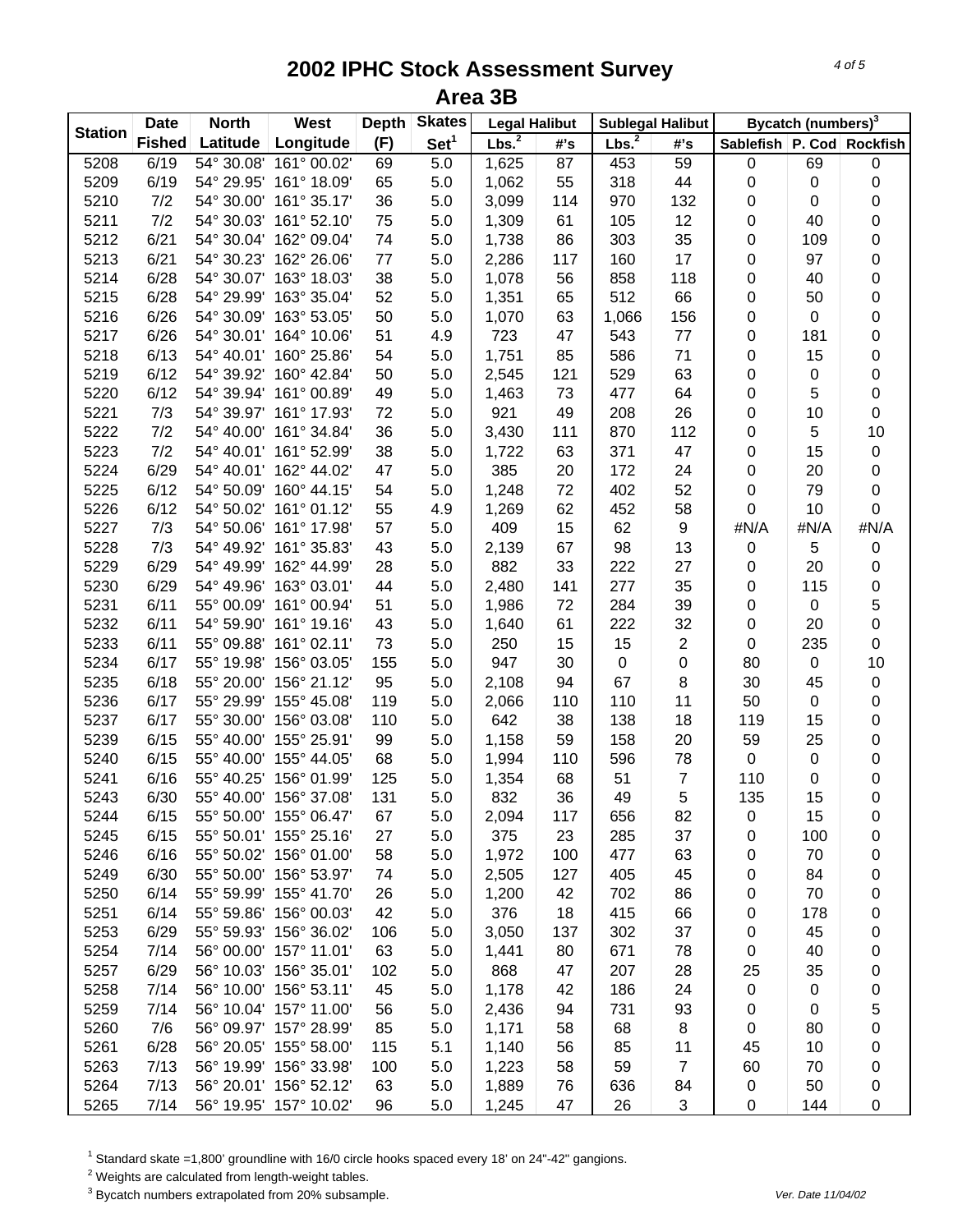# 2002 IPHC Stock Assessment Survey

## Area 3B

| Station | Date Fished | North Latitude | West Longitude | Depth (F) | Skates Set[1] | Legal Halibut | | Sublegal Halibut | | Bycatch (numbers)[3] | | |
|---|---|---|---|---|---|---|---|---|---|---|---|---|
| | | | | | | Lbs.[2] | #'s | Lbs.[2] | #'s | Sablefish | P. Cod | Rockfish |
| 5208 | 6/19 | 54° 30.08' | 161° 00.02' | 69 | 5.0 | 1,625 | 87 | 453 | 59 | 0 | 69 | 0 |
| 5209 | 6/19 | 54° 29.95' | 161° 18.09' | 65 | 5.0 | 1,062 | 55 | 318 | 44 | 0 | 0 | 0 |
| 5210 | 7/2 | 54° 30.00' | 161° 35.17' | 36 | 5.0 | 3,099 | 114 | 970 | 132 | 0 | 0 | 0 |
| 5211 | 7/2 | 54° 30.03' | 161° 52.10' | 75 | 5.0 | 1,309 | 61 | 105 | 12 | 0 | 40 | 0 |
| 5212 | 6/21 | 54° 30.04' | 162° 09.04' | 74 | 5.0 | 1,738 | 86 | 303 | 35 | 0 | 109 | 0 |
| 5213 | 6/21 | 54° 30.23' | 162° 26.06' | 77 | 5.0 | 2,286 | 117 | 160 | 17 | 0 | 97 | 0 |
| 5214 | 6/28 | 54° 30.07' | 163° 18.03' | 38 | 5.0 | 1,078 | 56 | 858 | 118 | 0 | 40 | 0 |
| 5215 | 6/28 | 54° 29.99' | 163° 35.04' | 52 | 5.0 | 1,351 | 65 | 512 | 66 | 0 | 50 | 0 |
| 5216 | 6/26 | 54° 30.09' | 163° 53.05' | 50 | 5.0 | 1,070 | 63 | 1,066 | 156 | 0 | 0 | 0 |
| 5217 | 6/26 | 54° 30.01' | 164° 10.06' | 51 | 4.9 | 723 | 47 | 543 | 77 | 0 | 181 | 0 |
| 5218 | 6/13 | 54° 40.01' | 160° 25.86' | 54 | 5.0 | 1,751 | 85 | 586 | 71 | 0 | 15 | 0 |
| 5219 | 6/12 | 54° 39.92' | 160° 42.84' | 50 | 5.0 | 2,545 | 121 | 529 | 63 | 0 | 0 | 0 |
| 5220 | 6/12 | 54° 39.94' | 161° 00.89' | 49 | 5.0 | 1,463 | 73 | 477 | 64 | 0 | 5 | 0 |
| 5221 | 7/3 | 54° 39.97' | 161° 17.93' | 72 | 5.0 | 921 | 49 | 208 | 26 | 0 | 10 | 0 |
| 5222 | 7/2 | 54° 40.00' | 161° 34.84' | 36 | 5.0 | 3,430 | 111 | 870 | 112 | 0 | 5 | 10 |
| 5223 | 7/2 | 54° 40.01' | 161° 52.99' | 38 | 5.0 | 1,722 | 63 | 371 | 47 | 0 | 15 | 0 |
| 5224 | 6/29 | 54° 40.01' | 162° 44.02' | 47 | 5.0 | 385 | 20 | 172 | 24 | 0 | 20 | 0 |
| 5225 | 6/12 | 54° 50.09' | 160° 44.15' | 54 | 5.0 | 1,248 | 72 | 402 | 52 | 0 | 79 | 0 |
| 5226 | 6/12 | 54° 50.02' | 161° 01.12' | 55 | 4.9 | 1,269 | 62 | 452 | 58 | 0 | 10 | 0 |
| 5227 | 7/3 | 54° 50.06' | 161° 17.98' | 57 | 5.0 | 409 | 15 | 62 | 9 | #N/A | #N/A | #N/A |
| 5228 | 7/3 | 54° 49.92' | 161° 35.83' | 43 | 5.0 | 2,139 | 67 | 98 | 13 | 0 | 5 | 0 |
| 5229 | 6/29 | 54° 49.99' | 162° 44.99' | 28 | 5.0 | 882 | 33 | 222 | 27 | 0 | 20 | 0 |
| 5230 | 6/29 | 54° 49.96' | 163° 03.01' | 44 | 5.0 | 2,480 | 141 | 277 | 35 | 0 | 115 | 0 |
| 5231 | 6/11 | 55° 00.09' | 161° 00.94' | 51 | 5.0 | 1,986 | 72 | 284 | 39 | 0 | 0 | 5 |
| 5232 | 6/11 | 54° 59.90' | 161° 19.16' | 43 | 5.0 | 1,640 | 61 | 222 | 32 | 0 | 20 | 0 |
| 5233 | 6/11 | 55° 09.88' | 161° 02.11' | 73 | 5.0 | 250 | 15 | 15 | 2 | 0 | 235 | 0 |
| 5234 | 6/17 | 55° 19.98' | 156° 03.05' | 155 | 5.0 | 947 | 30 | 0 | 0 | 80 | 0 | 10 |
| 5235 | 6/18 | 55° 20.00' | 156° 21.12' | 95 | 5.0 | 2,108 | 94 | 67 | 8 | 30 | 45 | 0 |
| 5236 | 6/17 | 55° 29.99' | 155° 45.08' | 119 | 5.0 | 2,066 | 110 | 110 | 11 | 50 | 0 | 0 |
| 5237 | 6/17 | 55° 30.00' | 156° 03.08' | 110 | 5.0 | 642 | 38 | 138 | 18 | 119 | 15 | 0 |
| 5239 | 6/15 | 55° 40.00' | 155° 25.91' | 99 | 5.0 | 1,158 | 59 | 158 | 20 | 59 | 25 | 0 |
| 5240 | 6/15 | 55° 40.00' | 155° 44.05' | 68 | 5.0 | 1,994 | 110 | 596 | 78 | 0 | 0 | 0 |
| 5241 | 6/16 | 55° 40.25' | 156° 01.99' | 125 | 5.0 | 1,354 | 68 | 51 | 7 | 110 | 0 | 0 |
| 5243 | 6/30 | 55° 40.00' | 156° 37.08' | 131 | 5.0 | 832 | 36 | 49 | 5 | 135 | 15 | 0 |
| 5244 | 6/15 | 55° 50.00' | 155° 06.47' | 67 | 5.0 | 2,094 | 117 | 656 | 82 | 0 | 15 | 0 |
| 5245 | 6/15 | 55° 50.01' | 155° 25.16' | 27 | 5.0 | 375 | 23 | 285 | 37 | 0 | 100 | 0 |
| 5246 | 6/16 | 55° 50.02' | 156° 01.00' | 58 | 5.0 | 1,972 | 100 | 477 | 63 | 0 | 70 | 0 |
| 5249 | 6/30 | 55° 50.00' | 156° 53.97' | 74 | 5.0 | 2,505 | 127 | 405 | 45 | 0 | 84 | 0 |
| 5250 | 6/14 | 55° 59.99' | 155° 41.70' | 26 | 5.0 | 1,200 | 42 | 702 | 86 | 0 | 70 | 0 |
| 5251 | 6/14 | 55° 59.86' | 156° 00.03' | 42 | 5.0 | 376 | 18 | 415 | 66 | 0 | 178 | 0 |
| 5253 | 6/29 | 55° 59.93' | 156° 36.02' | 106 | 5.0 | 3,050 | 137 | 302 | 37 | 0 | 45 | 0 |
| 5254 | 7/14 | 56° 00.00' | 157° 11.01' | 63 | 5.0 | 1,441 | 80 | 671 | 78 | 0 | 40 | 0 |
| 5257 | 6/29 | 56° 10.03' | 156° 35.01' | 102 | 5.0 | 868 | 47 | 207 | 28 | 25 | 35 | 0 |
| 5258 | 7/14 | 56° 10.00' | 156° 53.11' | 45 | 5.0 | 1,178 | 42 | 186 | 24 | 0 | 0 | 0 |
| 5259 | 7/14 | 56° 10.04' | 157° 11.00' | 56 | 5.0 | 2,436 | 94 | 731 | 93 | 0 | 0 | 5 |
| 5260 | 7/6 | 56° 09.97' | 157° 28.99' | 85 | 5.0 | 1,171 | 58 | 68 | 8 | 0 | 80 | 0 |
| 5261 | 6/28 | 56° 20.05' | 155° 58.00' | 115 | 5.1 | 1,140 | 56 | 85 | 11 | 45 | 10 | 0 |
| 5263 | 7/13 | 56° 19.99' | 156° 33.98' | 100 | 5.0 | 1,223 | 58 | 59 | 7 | 60 | 70 | 0 |
| 5264 | 7/13 | 56° 20.01' | 156° 52.12' | 63 | 5.0 | 1,889 | 76 | 636 | 84 | 0 | 50 | 0 |
| 5265 | 7/14 | 56° 19.95' | 157° 10.02' | 96 | 5.0 | 1,245 | 47 | 26 | 3 | 0 | 144 | 0 |

[1] Standard skate =1,800' groundline with 16/0 circle hooks spaced every 18' on 24"-42" gangions.

[2] Weights are calculated from length-weight tables.

[3] Bycatch numbers extrapolated from 20% subsample.

*Ver. Date 11/04/02*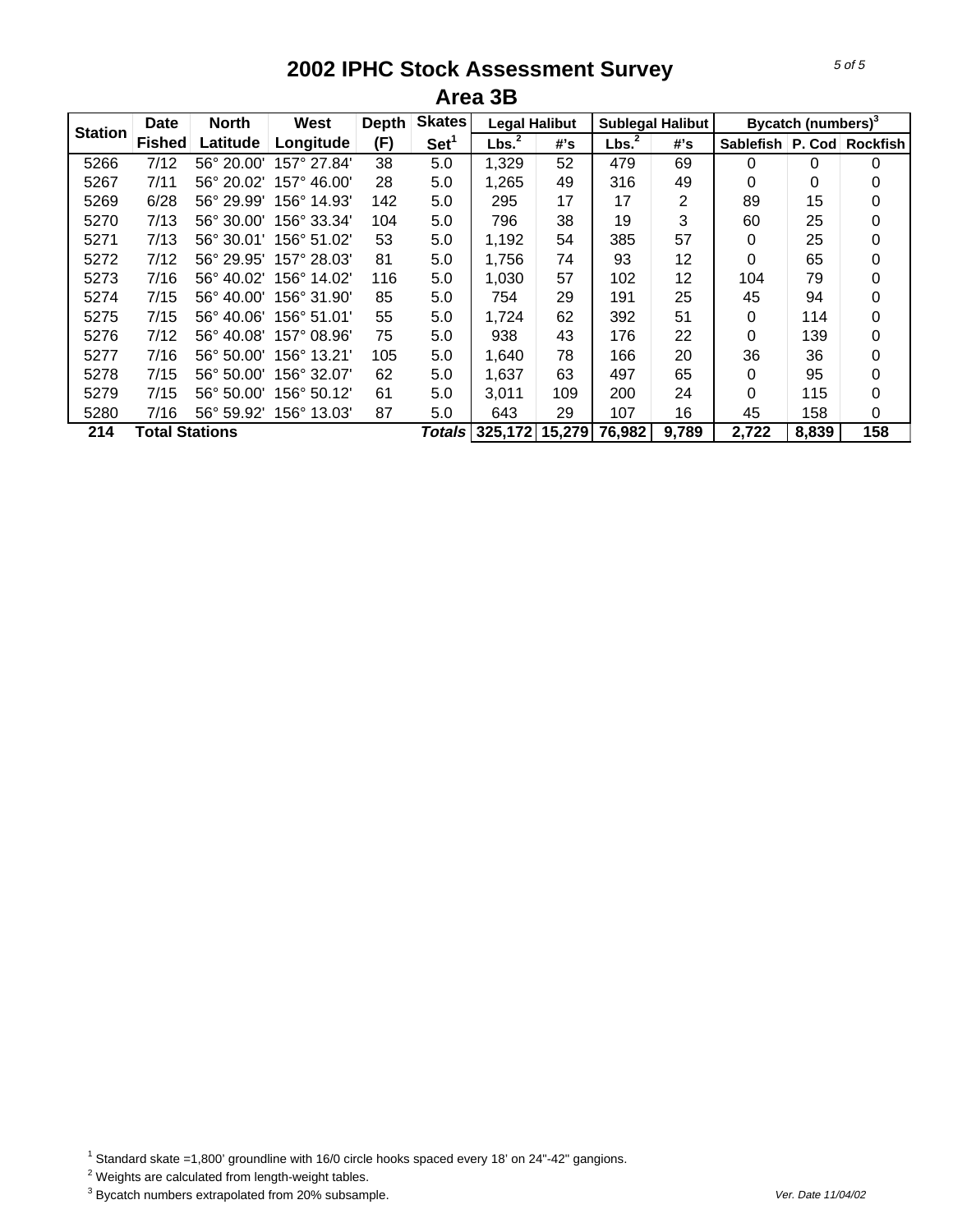# 2002 IPHC Stock Assessment Survey

## Area 3B

| Station | Date Fished | North Latitude | West Longitude | Depth (F) | Skates Set[1] | Legal Halibut | | Sublegal Halibut | | Bycatch (numbers)[3] | | |
|---|---|---|---|---|---|---|---|---|---|---|---|---|
| | | | | | | Lbs.[2] | #'s | Lbs.[2] | #'s | Sablefish | P. Cod | Rockfish |
| 5266 | 7/12 | 56° 20.00' | 157° 27.84' | 38 | 5.0 | 1,329 | 52 | 479 | 69 | 0 | 0 | 0 |
| 5267 | 7/11 | 56° 20.02' | 157° 46.00' | 28 | 5.0 | 1,265 | 49 | 316 | 49 | 0 | 0 | 0 |
| 5269 | 6/28 | 56° 29.99' | 156° 14.93' | 142 | 5.0 | 295 | 17 | 17 | 2 | 89 | 15 | 0 |
| 5270 | 7/13 | 56° 30.00' | 156° 33.34' | 104 | 5.0 | 796 | 38 | 19 | 3 | 60 | 25 | 0 |
| 5271 | 7/13 | 56° 30.01' | 156° 51.02' | 53 | 5.0 | 1,192 | 54 | 385 | 57 | 0 | 25 | 0 |
| 5272 | 7/12 | 56° 29.95' | 157° 28.03' | 81 | 5.0 | 1,756 | 74 | 93 | 12 | 0 | 65 | 0 |
| 5273 | 7/16 | 56° 40.02' | 156° 14.02' | 116 | 5.0 | 1,030 | 57 | 102 | 12 | 104 | 79 | 0 |
| 5274 | 7/15 | 56° 40.00' | 156° 31.90' | 85 | 5.0 | 754 | 29 | 191 | 25 | 45 | 94 | 0 |
| 5275 | 7/15 | 56° 40.06' | 156° 51.01' | 55 | 5.0 | 1,724 | 62 | 392 | 51 | 0 | 114 | 0 |
| 5276 | 7/12 | 56° 40.08' | 157° 08.96' | 75 | 5.0 | 938 | 43 | 176 | 22 | 0 | 139 | 0 |
| 5277 | 7/16 | 56° 50.00' | 156° 13.21' | 105 | 5.0 | 1,640 | 78 | 166 | 20 | 36 | 36 | 0 |
| 5278 | 7/15 | 56° 50.00' | 156° 32.07' | 62 | 5.0 | 1,637 | 63 | 497 | 65 | 0 | 95 | 0 |
| 5279 | 7/15 | 56° 50.00' | 156° 50.12' | 61 | 5.0 | 3,011 | 109 | 200 | 24 | 0 | 115 | 0 |
| 5280 | 7/16 | 56° 59.92' | 156° 13.03' | 87 | 5.0 | 643 | 29 | 107 | 16 | 45 | 158 | 0 |
| **214** | **Total Stations** | | | | ***Totals*** | **325,172** | **15,279** | **76,982** | **9,789** | **2,722** | **8,839** | **158** |

[1] Standard skate =1,800' groundline with 16/0 circle hooks spaced every 18' on 24"-42" gangions.
[2] Weights are calculated from length-weight tables.
[3] Bycatch numbers extrapolated from 20% subsample.

*Ver. Date 11/04/02*